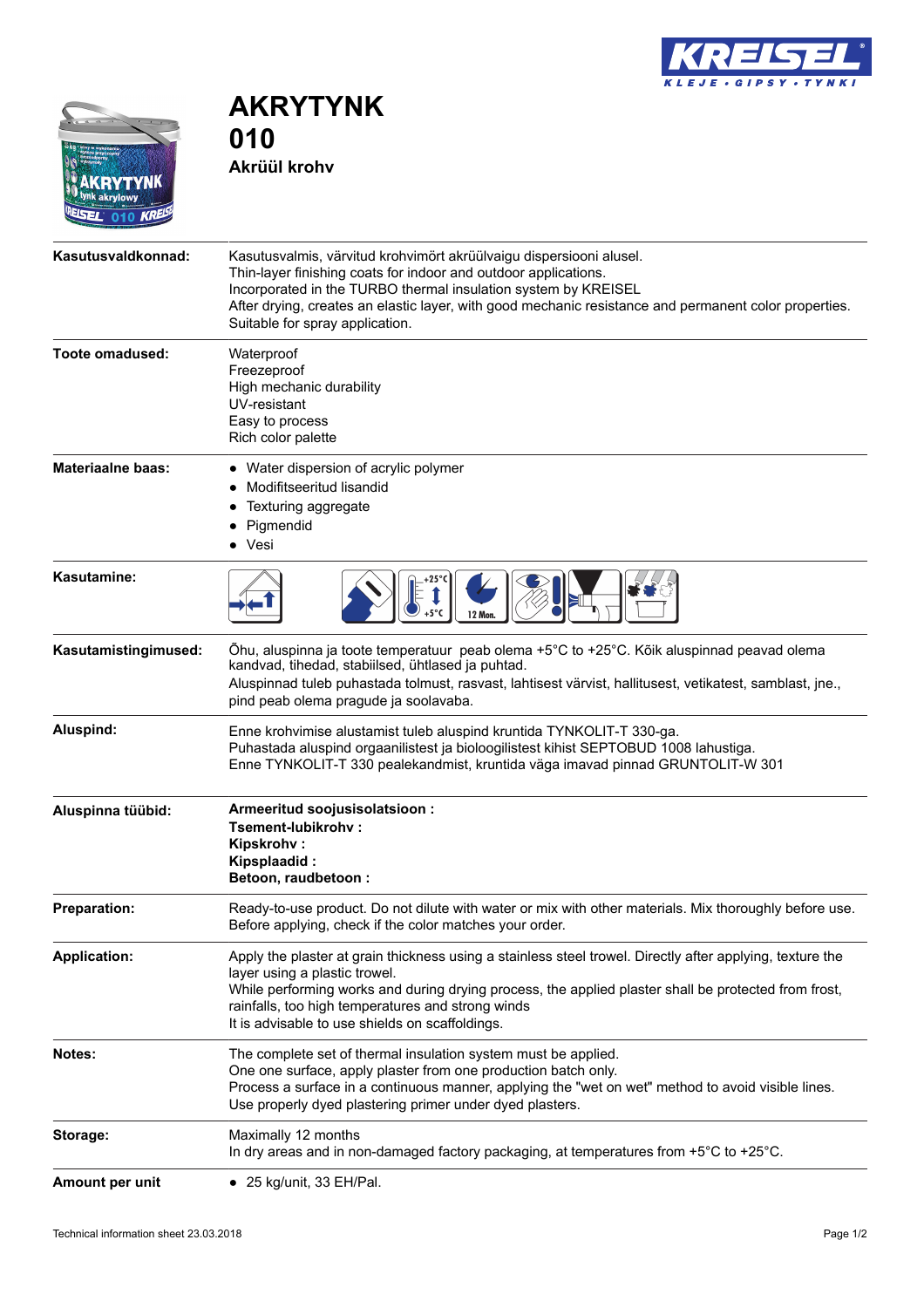# AKRYTYNK 010

**Akrüül krohv**

| | |
|---|---|
| **Kasutusvaldkonnad:** | Kasutusvalmis, värvitud krohvimört akrüülvaigu dispersiooni alusel.<br>Thin-layer finishing coats for indoor and outdoor applications.<br>Incorporated in the TURBO thermal insulation system by KREISEL<br>After drying, creates an elastic layer, with good mechanic resistance and permanent color properties.<br>Suitable for spray application. |
| **Toote omadused:** | Waterproof<br>Freezeproof<br>High mechanic durability<br>UV-resistant<br>Easy to process<br>Rich color palette |
| **Materiaalne baas:** | • Water dispersion of acrylic polymer<br>• Modifitseeritud lisandid<br>• Texturing aggregate<br>• Pigmendid<br>• Vesi |
| **Kasutamine:** | +25°C +5°C 12 Mon. |
| **Kasutamistingimused:** | Õhu, aluspinna ja toote temperatuur peab olema +5°C to +25°C. Kõik aluspinnad peavad olema kandvad, tihedad, stabiilsed, ühtlased ja puhtad.<br>Aluspinnad tuleb puhastada tolmust, rasvast, lahtisest värvist, hallitusest, vetikatest, samblast, jne., pind peab olema pragude ja soolavaba. |
| **Aluspind:** | Enne krohvimise alustamist tuleb aluspind kruntida TYNKOLIT-T 330-ga.<br>Puhastada aluspind orgaanilistest ja bioloogilistest kihist SEPTOBUD 1008 lahustiga.<br>Enne TYNKOLIT-T 330 pealekandmist, kruntida väga imavad pinnad GRUNTOLIT-W 301 |
| **Aluspinna tüübid:** | **Armeeritud soojusisolatsioon :**<br>**Tsement-lubikrohv :**<br>**Kipskrohv :**<br>**Kipsplaadid :**<br>**Betoon, raudbetoon :** |
| **Preparation:** | Ready-to-use product. Do not dilute with water or mix with other materials. Mix thoroughly before use.<br>Before applying, check if the color matches your order. |
| **Application:** | Apply the plaster at grain thickness using a stainless steel trowel. Directly after applying, texture the layer using a plastic trowel.<br>While performing works and during drying process, the applied plaster shall be protected from frost, rainfalls, too high temperatures and strong winds<br>It is advisable to use shields on scaffoldings. |
| **Notes:** | The complete set of thermal insulation system must be applied.<br>One one surface, apply plaster from one production batch only.<br>Process a surface in a continuous manner, applying the "wet on wet" method to avoid visible lines.<br>Use properly dyed plastering primer under dyed plasters. |
| **Storage:** | Maximally 12 months<br>In dry areas and in non-damaged factory packaging, at temperatures from +5°C to +25°C. |
| **Amount per unit** | • 25 kg/unit, 33 EH/Pal. |

Technical information sheet 23.03.2018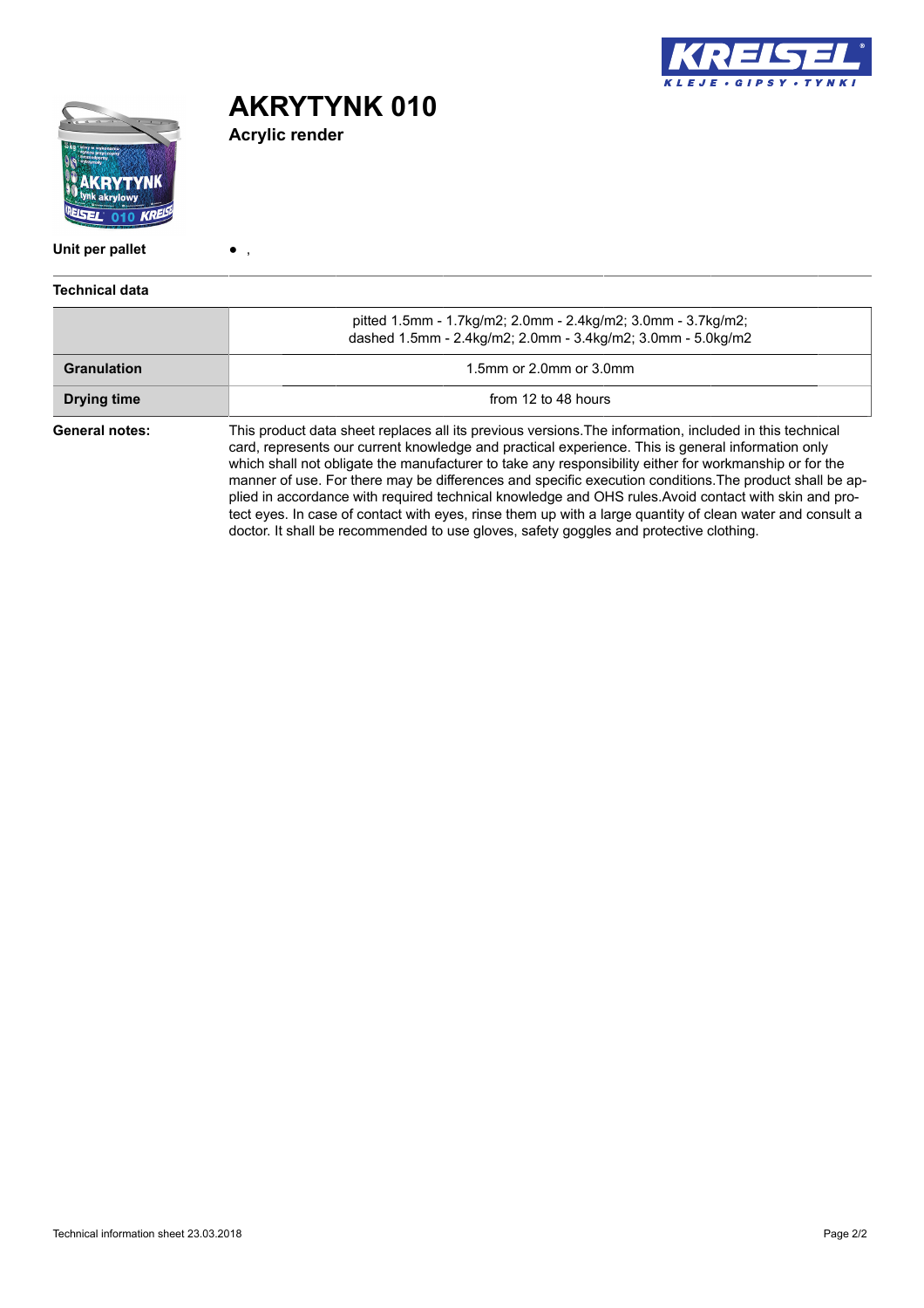# AKRYTYNK 010

**Acrylic render**

**Unit per pallet** ● ,

**Technical data**

| | |
|---|---|
| | pitted 1.5mm - 1.7kg/m2; 2.0mm - 2.4kg/m2; 3.0mm - 3.7kg/m2;<br>dashed 1.5mm - 2.4kg/m2; 2.0mm - 3.4kg/m2; 3.0mm - 5.0kg/m2 |
| **Granulation** | 1.5mm or 2.0mm or 3.0mm |
| **Drying time** | from 12 to 48 hours |

**General notes:** This product data sheet replaces all its previous versions.The information, included in this technical card, represents our current knowledge and practical experience. This is general information only which shall not obligate the manufacturer to take any responsibility either for workmanship or for the manner of use. For there may be differences and specific execution conditions.The product shall be applied in accordance with required technical knowledge and OHS rules.Avoid contact with skin and protect eyes. In case of contact with eyes, rinse them up with a large quantity of clean water and consult a doctor. It shall be recommended to use gloves, safety goggles and protective clothing.

Technical information sheet 23.03.2018